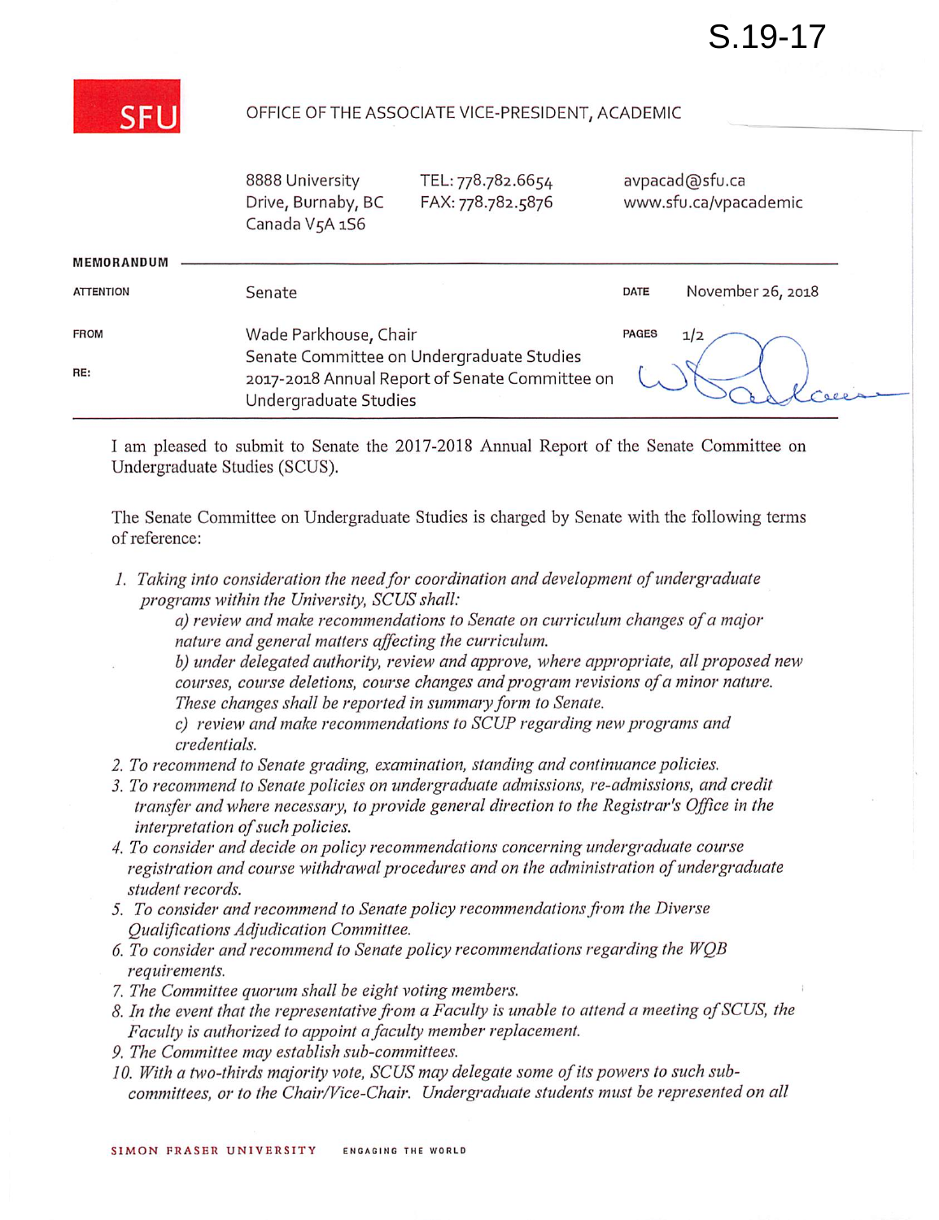S.19-17

SFU

OFFICE OF THE ASSOCIATE VICE-PRESIDENT, ACADEMIC

8888 University Drive, Burnaby, BC Canada V5A 1S6

TEL: 778.782.6654
FAX: 778.782.5876

avpacad@sfu.ca
www.sfu.ca/vpacademic

**MEMORANDUM**

| | | | |
|---|---|---|---|
| ATTENTION | Senate | DATE | November 26, 2018 |
| FROM | Wade Parkhouse, Chair<br>Senate Committee on Undergraduate Studies | PAGES | 1/2 |
| RE: | 2017-2018 Annual Report of Senate Committee on Undergraduate Studies | | |

I am pleased to submit to Senate the 2017-2018 Annual Report of the Senate Committee on Undergraduate Studies (SCUS).

The Senate Committee on Undergraduate Studies is charged by Senate with the following terms of reference:

1. *Taking into consideration the need for coordination and development of undergraduate programs within the University, SCUS shall:*
   - *a) review and make recommendations to Senate on curriculum changes of a major nature and general matters affecting the curriculum.*
   - *b) under delegated authority, review and approve, where appropriate, all proposed new courses, course deletions, course changes and program revisions of a minor nature. These changes shall be reported in summary form to Senate.*
   - *c) review and make recommendations to SCUP regarding new programs and credentials.*
2. *To recommend to Senate grading, examination, standing and continuance policies.*
3. *To recommend to Senate policies on undergraduate admissions, re-admissions, and credit transfer and where necessary, to provide general direction to the Registrar's Office in the interpretation of such policies.*
4. *To consider and decide on policy recommendations concerning undergraduate course registration and course withdrawal procedures and on the administration of undergraduate student records.*
5. *To consider and recommend to Senate policy recommendations from the Diverse Qualifications Adjudication Committee.*
6. *To consider and recommend to Senate policy recommendations regarding the WQB requirements.*
7. *The Committee quorum shall be eight voting members.*
8. *In the event that the representative from a Faculty is unable to attend a meeting of SCUS, the Faculty is authorized to appoint a faculty member replacement.*
9. *The Committee may establish sub-committees.*
10. *With a two-thirds majority vote, SCUS may delegate some of its powers to such sub-committees, or to the Chair/Vice-Chair. Undergraduate students must be represented on all*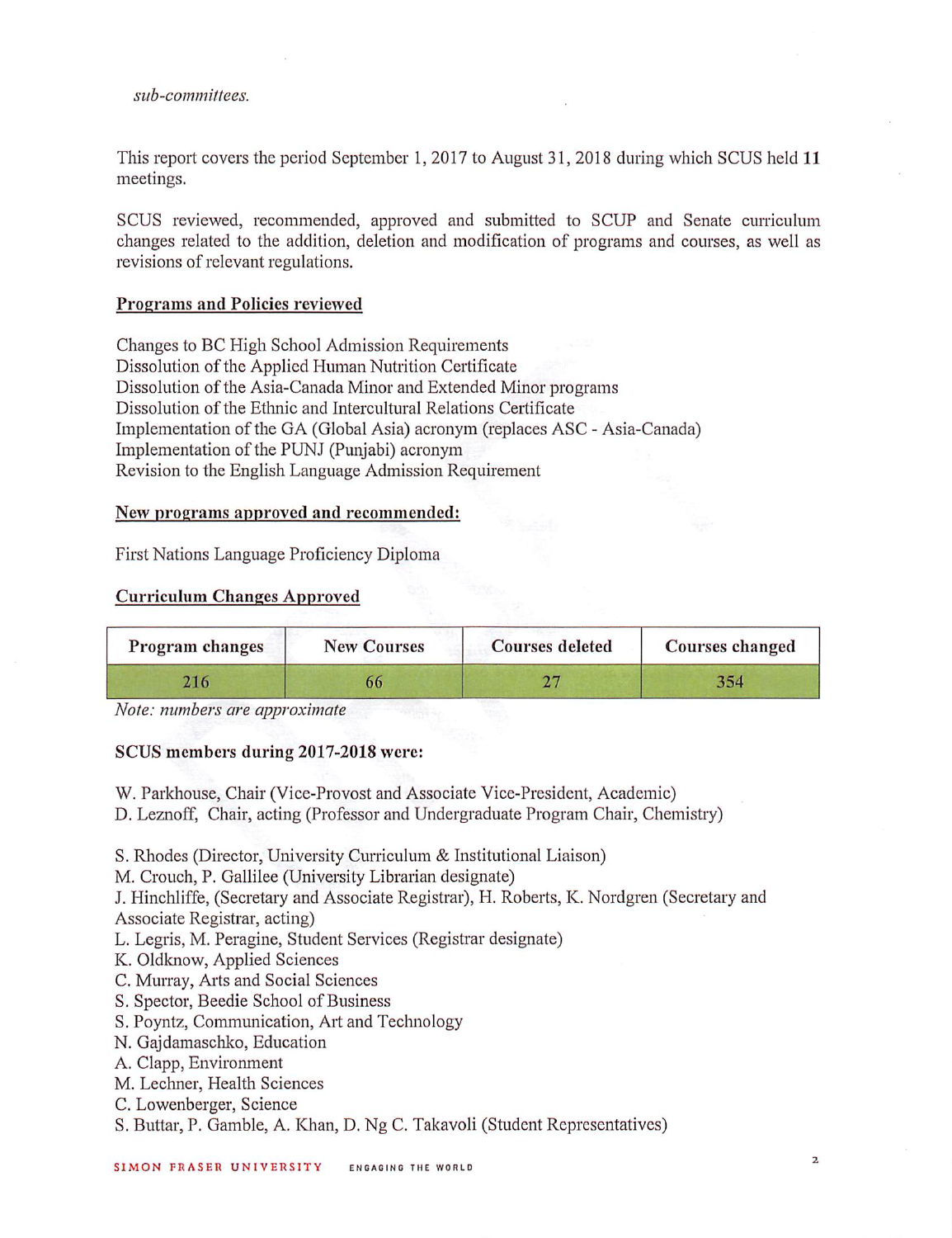*sub-committees.*

This report covers the period September 1, 2017 to August 31, 2018 during which SCUS held **11** meetings.

SCUS reviewed, recommended, approved and submitted to SCUP and Senate curriculum changes related to the addition, deletion and modification of programs and courses, as well as revisions of relevant regulations.

## Programs and Policies reviewed

Changes to BC High School Admission Requirements
Dissolution of the Applied Human Nutrition Certificate
Dissolution of the Asia-Canada Minor and Extended Minor programs
Dissolution of the Ethnic and Intercultural Relations Certificate
Implementation of the GA (Global Asia) acronym (replaces ASC - Asia-Canada)
Implementation of the PUNJ (Punjabi) acronym
Revision to the English Language Admission Requirement

## New programs approved and recommended:

First Nations Language Proficiency Diploma

## Curriculum Changes Approved

| Program changes | New Courses | Courses deleted | Courses changed |
|---|---|---|---|
| 216 | 66 | 27 | 354 |

*Note: numbers are approximate*

**SCUS members during 2017-2018 were:**

W. Parkhouse, Chair (Vice-Provost and Associate Vice-President, Academic)
D. Leznoff, Chair, acting (Professor and Undergraduate Program Chair, Chemistry)

S. Rhodes (Director, University Curriculum & Institutional Liaison)
M. Crouch, P. Gallilee (University Librarian designate)
J. Hinchliffe, (Secretary and Associate Registrar), H. Roberts, K. Nordgren (Secretary and Associate Registrar, acting)
L. Legris, M. Peragine, Student Services (Registrar designate)
K. Oldknow, Applied Sciences
C. Murray, Arts and Social Sciences
S. Spector, Beedie School of Business
S. Poyntz, Communication, Art and Technology
N. Gajdamaschko, Education
A. Clapp, Environment
M. Lechner, Health Sciences
C. Lowenberger, Science
S. Buttar, P. Gamble, A. Khan, D. Ng C. Takavoli (Student Representatives)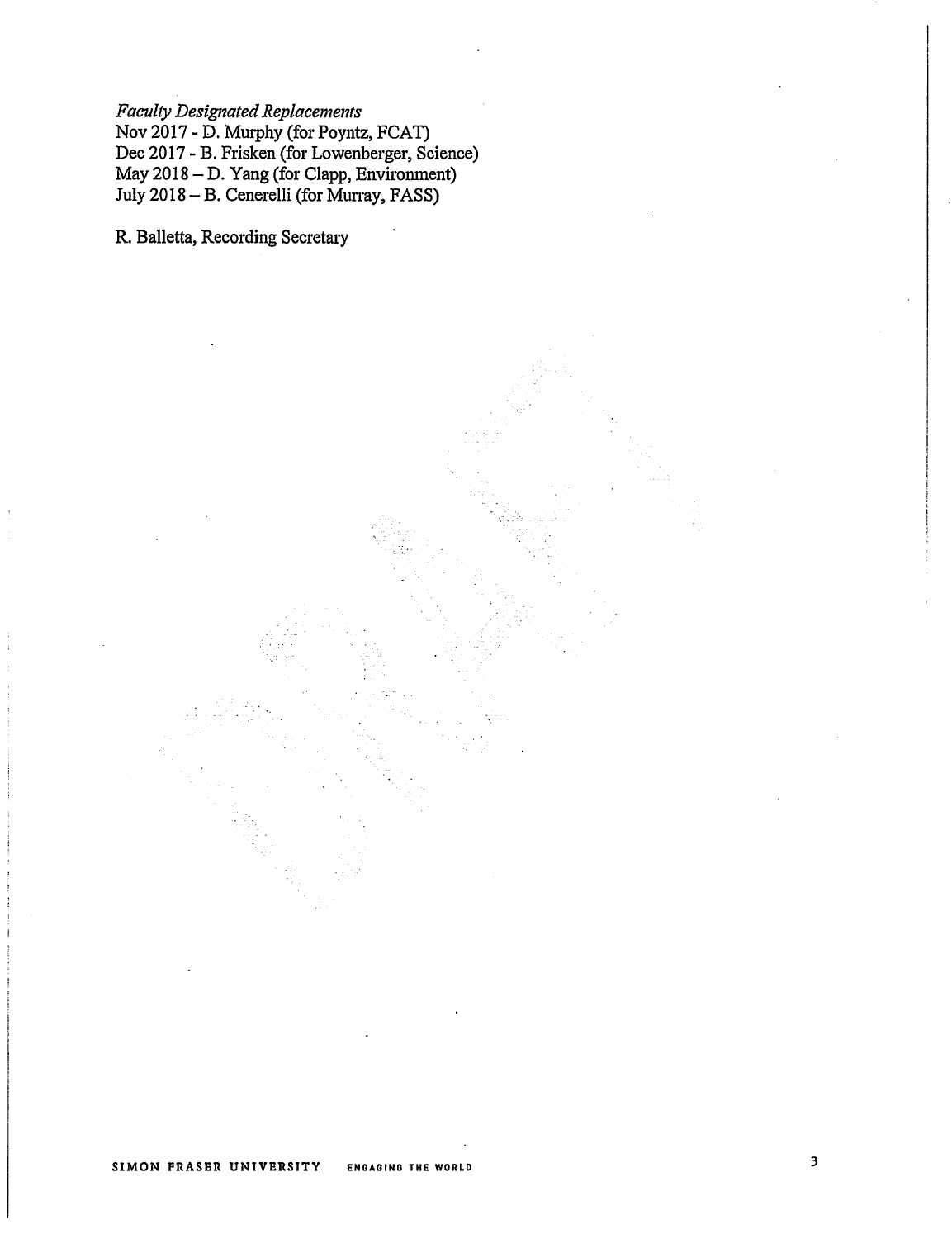*Faculty Designated Replacements*
Nov 2017 - D. Murphy (for Poyntz, FCAT)
Dec 2017 - B. Frisken (for Lowenberger, Science)
May 2018 – D. Yang (for Clapp, Environment)
July 2018 – B. Cenerelli (for Murray, FASS)

R. Balletta, Recording Secretary